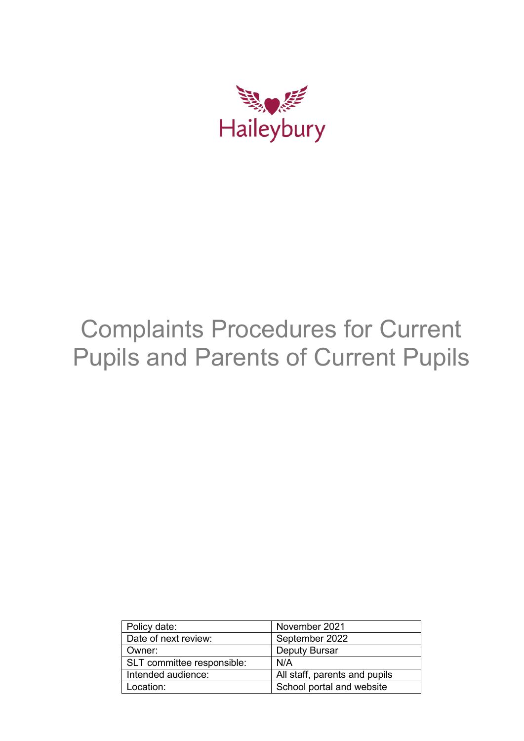Haileybury

# Complaints Procedures for Current Pupils and Parents of Current Pupils

| Policy date: | November 2021 |
|---|---|
| Date of next review: | September 2022 |
| Owner: | Deputy Bursar |
| SLT committee responsible: | N/A |
| Intended audience: | All staff, parents and pupils |
| Location: | School portal and website |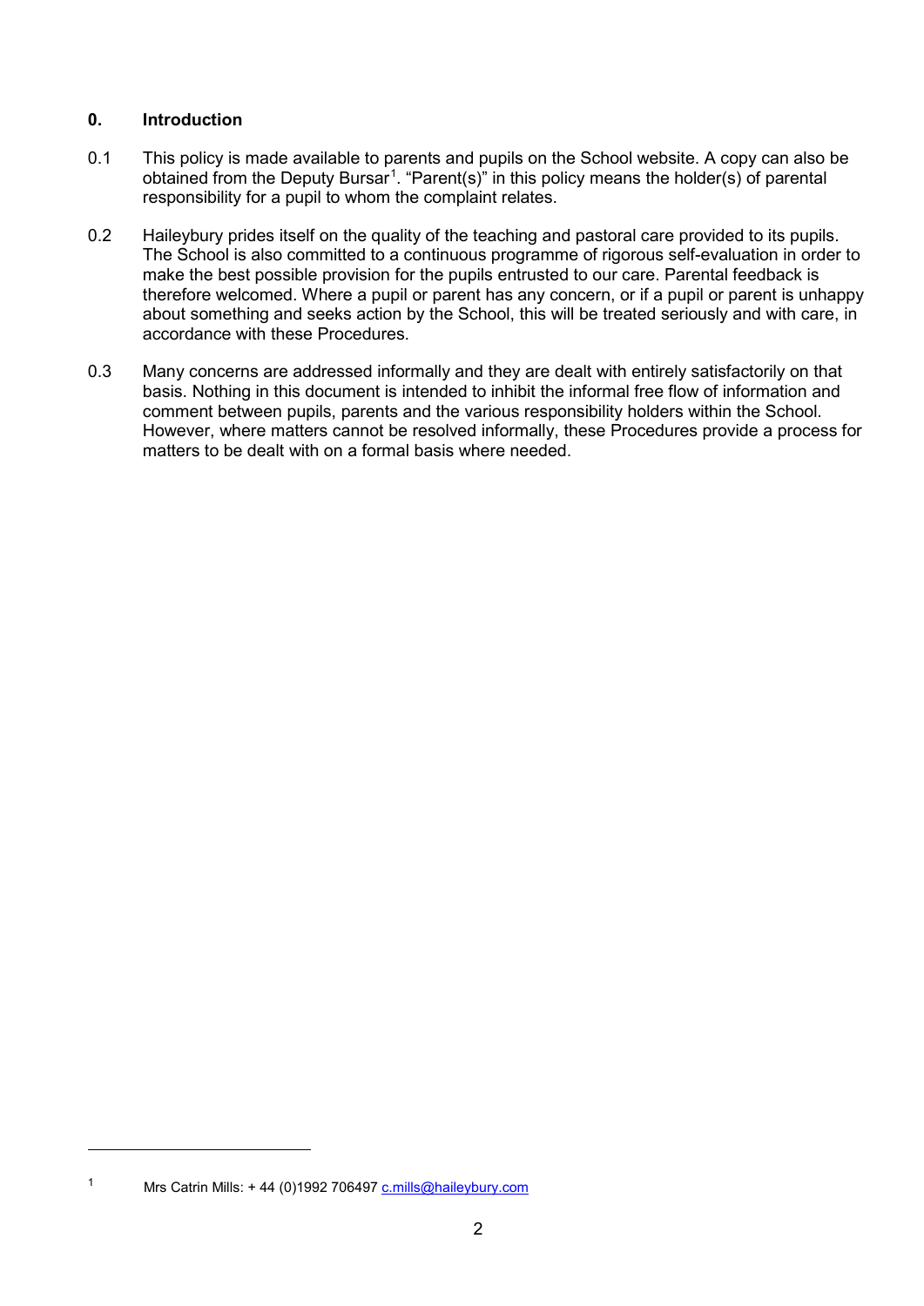## 0. Introduction

0.1 This policy is made available to parents and pupils on the School website. A copy can also be obtained from the Deputy Bursar[1]. "Parent(s)" in this policy means the holder(s) of parental responsibility for a pupil to whom the complaint relates.

0.2 Haileybury prides itself on the quality of the teaching and pastoral care provided to its pupils. The School is also committed to a continuous programme of rigorous self-evaluation in order to make the best possible provision for the pupils entrusted to our care. Parental feedback is therefore welcomed. Where a pupil or parent has any concern, or if a pupil or parent is unhappy about something and seeks action by the School, this will be treated seriously and with care, in accordance with these Procedures.

0.3 Many concerns are addressed informally and they are dealt with entirely satisfactorily on that basis. Nothing in this document is intended to inhibit the informal free flow of information and comment between pupils, parents and the various responsibility holders within the School. However, where matters cannot be resolved informally, these Procedures provide a process for matters to be dealt with on a formal basis where needed.

---

[1] Mrs Catrin Mills: + 44 (0)1992 706497 c.mills@haileybury.com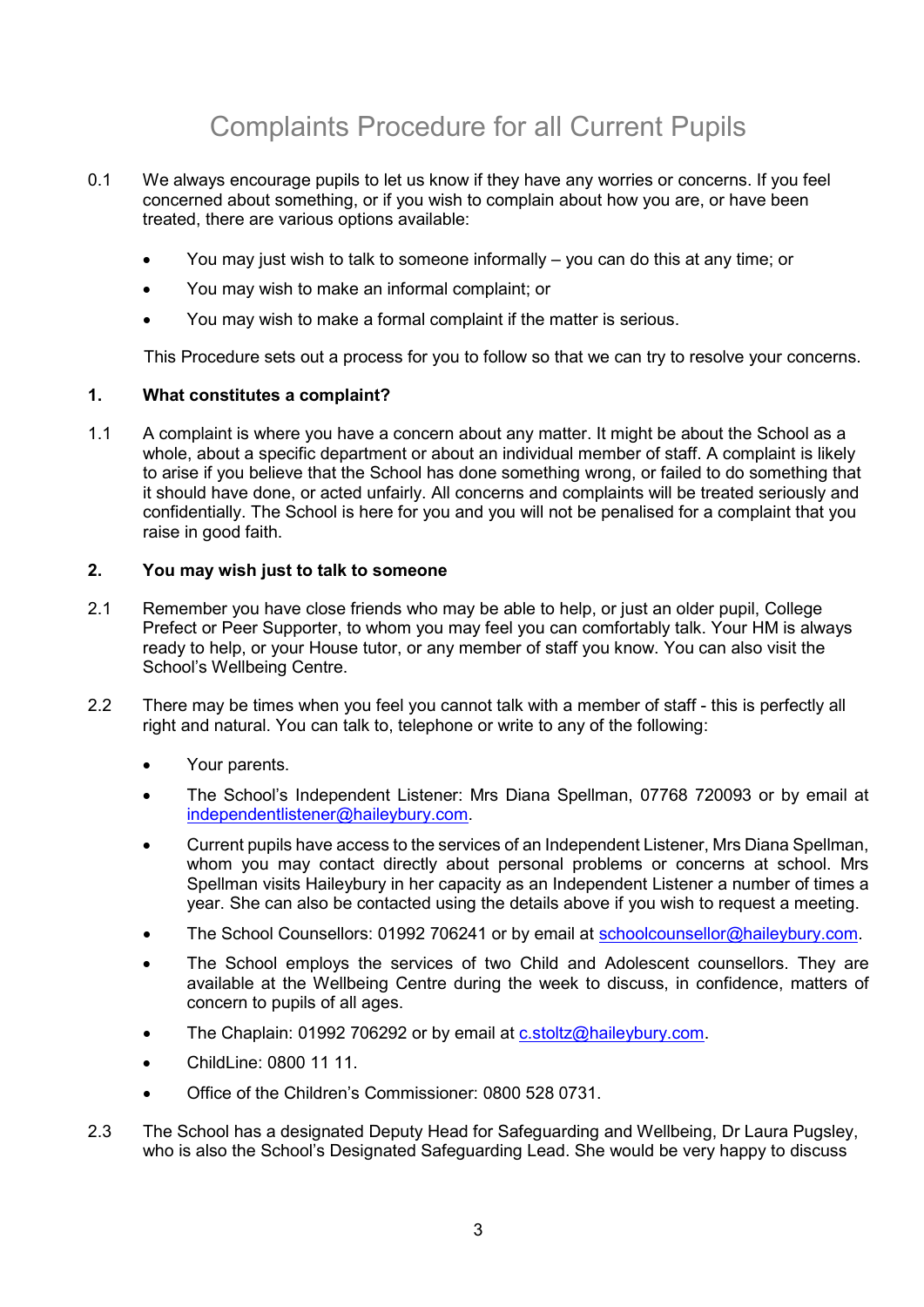# Complaints Procedure for all Current Pupils

0.1 We always encourage pupils to let us know if they have any worries or concerns. If you feel concerned about something, or if you wish to complain about how you are, or have been treated, there are various options available:

- You may just wish to talk to someone informally – you can do this at any time; or
- You may wish to make an informal complaint; or
- You may wish to make a formal complaint if the matter is serious.

This Procedure sets out a process for you to follow so that we can try to resolve your concerns.

## 1. What constitutes a complaint?

1.1 A complaint is where you have a concern about any matter. It might be about the School as a whole, about a specific department or about an individual member of staff. A complaint is likely to arise if you believe that the School has done something wrong, or failed to do something that it should have done, or acted unfairly. All concerns and complaints will be treated seriously and confidentially. The School is here for you and you will not be penalised for a complaint that you raise in good faith.

## 2. You may wish just to talk to someone

2.1 Remember you have close friends who may be able to help, or just an older pupil, College Prefect or Peer Supporter, to whom you may feel you can comfortably talk. Your HM is always ready to help, or your House tutor, or any member of staff you know. You can also visit the School's Wellbeing Centre.

2.2 There may be times when you feel you cannot talk with a member of staff - this is perfectly all right and natural. You can talk to, telephone or write to any of the following:

- Your parents.
- The School's Independent Listener: Mrs Diana Spellman, 07768 720093 or by email at independentlistener@haileybury.com.
- Current pupils have access to the services of an Independent Listener, Mrs Diana Spellman, whom you may contact directly about personal problems or concerns at school. Mrs Spellman visits Haileybury in her capacity as an Independent Listener a number of times a year. She can also be contacted using the details above if you wish to request a meeting.
- The School Counsellors: 01992 706241 or by email at schoolcounsellor@haileybury.com.
- The School employs the services of two Child and Adolescent counsellors. They are available at the Wellbeing Centre during the week to discuss, in confidence, matters of concern to pupils of all ages.
- The Chaplain: 01992 706292 or by email at c.stoltz@haileybury.com.
- ChildLine: 0800 11 11.
- Office of the Children's Commissioner: 0800 528 0731.

2.3 The School has a designated Deputy Head for Safeguarding and Wellbeing, Dr Laura Pugsley, who is also the School's Designated Safeguarding Lead. She would be very happy to discuss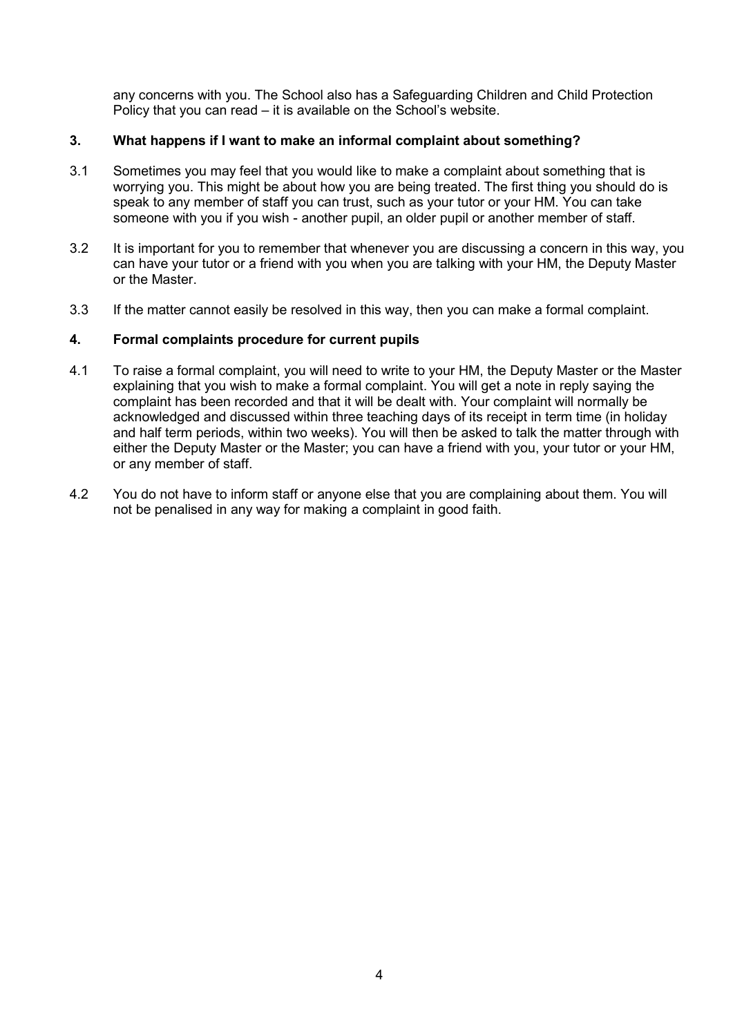any concerns with you. The School also has a Safeguarding Children and Child Protection Policy that you can read – it is available on the School's website.

## 3. What happens if I want to make an informal complaint about something?

3.1 Sometimes you may feel that you would like to make a complaint about something that is worrying you. This might be about how you are being treated. The first thing you should do is speak to any member of staff you can trust, such as your tutor or your HM. You can take someone with you if you wish - another pupil, an older pupil or another member of staff.

3.2 It is important for you to remember that whenever you are discussing a concern in this way, you can have your tutor or a friend with you when you are talking with your HM, the Deputy Master or the Master.

3.3 If the matter cannot easily be resolved in this way, then you can make a formal complaint.

## 4. Formal complaints procedure for current pupils

4.1 To raise a formal complaint, you will need to write to your HM, the Deputy Master or the Master explaining that you wish to make a formal complaint. You will get a note in reply saying the complaint has been recorded and that it will be dealt with. Your complaint will normally be acknowledged and discussed within three teaching days of its receipt in term time (in holiday and half term periods, within two weeks). You will then be asked to talk the matter through with either the Deputy Master or the Master; you can have a friend with you, your tutor or your HM, or any member of staff.

4.2 You do not have to inform staff or anyone else that you are complaining about them. You will not be penalised in any way for making a complaint in good faith.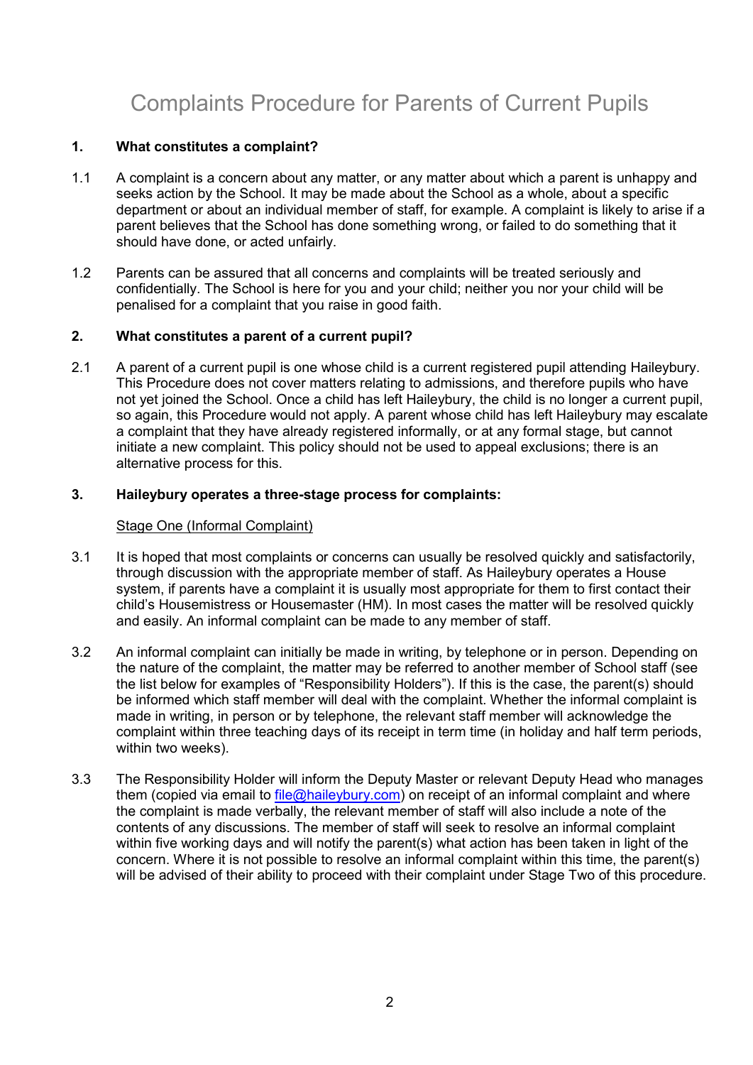# Complaints Procedure for Parents of Current Pupils

**1. What constitutes a complaint?**

1.1 A complaint is a concern about any matter, or any matter about which a parent is unhappy and seeks action by the School. It may be made about the School as a whole, about a specific department or about an individual member of staff, for example. A complaint is likely to arise if a parent believes that the School has done something wrong, or failed to do something that it should have done, or acted unfairly.

1.2 Parents can be assured that all concerns and complaints will be treated seriously and confidentially. The School is here for you and your child; neither you nor your child will be penalised for a complaint that you raise in good faith.

**2. What constitutes a parent of a current pupil?**

2.1 A parent of a current pupil is one whose child is a current registered pupil attending Haileybury. This Procedure does not cover matters relating to admissions, and therefore pupils who have not yet joined the School. Once a child has left Haileybury, the child is no longer a current pupil, so again, this Procedure would not apply. A parent whose child has left Haileybury may escalate a complaint that they have already registered informally, or at any formal stage, but cannot initiate a new complaint. This policy should not be used to appeal exclusions; there is an alternative process for this.

**3. Haileybury operates a three-stage process for complaints:**

Stage One (Informal Complaint)

3.1 It is hoped that most complaints or concerns can usually be resolved quickly and satisfactorily, through discussion with the appropriate member of staff. As Haileybury operates a House system, if parents have a complaint it is usually most appropriate for them to first contact their child's Housemistress or Housemaster (HM). In most cases the matter will be resolved quickly and easily. An informal complaint can be made to any member of staff.

3.2 An informal complaint can initially be made in writing, by telephone or in person. Depending on the nature of the complaint, the matter may be referred to another member of School staff (see the list below for examples of "Responsibility Holders"). If this is the case, the parent(s) should be informed which staff member will deal with the complaint. Whether the informal complaint is made in writing, in person or by telephone, the relevant staff member will acknowledge the complaint within three teaching days of its receipt in term time (in holiday and half term periods, within two weeks).

3.3 The Responsibility Holder will inform the Deputy Master or relevant Deputy Head who manages them (copied via email to file@haileybury.com) on receipt of an informal complaint and where the complaint is made verbally, the relevant member of staff will also include a note of the contents of any discussions. The member of staff will seek to resolve an informal complaint within five working days and will notify the parent(s) what action has been taken in light of the concern. Where it is not possible to resolve an informal complaint within this time, the parent(s) will be advised of their ability to proceed with their complaint under Stage Two of this procedure.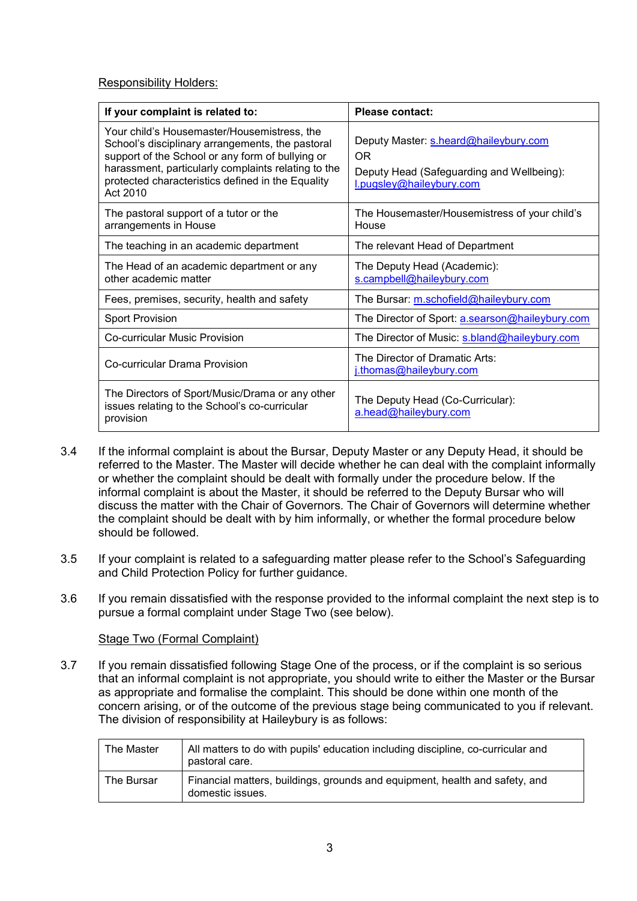Responsibility Holders:

| If your complaint is related to: | Please contact: |
|---|---|
| Your child's Housemaster/Housemistress, the School's disciplinary arrangements, the pastoral support of the School or any form of bullying or harassment, particularly complaints relating to the protected characteristics defined in the Equality Act 2010 | Deputy Master: s.heard@haileybury.com<br>OR<br>Deputy Head (Safeguarding and Wellbeing): l.pugsley@haileybury.com |
| The pastoral support of a tutor or the arrangements in House | The Housemaster/Housemistress of your child's House |
| The teaching in an academic department | The relevant Head of Department |
| The Head of an academic department or any other academic matter | The Deputy Head (Academic): s.campbell@haileybury.com |
| Fees, premises, security, health and safety | The Bursar: m.schofield@haileybury.com |
| Sport Provision | The Director of Sport: a.searson@haileybury.com |
| Co-curricular Music Provision | The Director of Music: s.bland@haileybury.com |
| Co-curricular Drama Provision | The Director of Dramatic Arts: j.thomas@haileybury.com |
| The Directors of Sport/Music/Drama or any other issues relating to the School's co-curricular provision | The Deputy Head (Co-Curricular): a.head@haileybury.com |

3.4 If the informal complaint is about the Bursar, Deputy Master or any Deputy Head, it should be referred to the Master. The Master will decide whether he can deal with the complaint informally or whether the complaint should be dealt with formally under the procedure below. If the informal complaint is about the Master, it should be referred to the Deputy Bursar who will discuss the matter with the Chair of Governors. The Chair of Governors will determine whether the complaint should be dealt with by him informally, or whether the formal procedure below should be followed.

3.5 If your complaint is related to a safeguarding matter please refer to the School's Safeguarding and Child Protection Policy for further guidance.

3.6 If you remain dissatisfied with the response provided to the informal complaint the next step is to pursue a formal complaint under Stage Two (see below).

Stage Two (Formal Complaint)

3.7 If you remain dissatisfied following Stage One of the process, or if the complaint is so serious that an informal complaint is not appropriate, you should write to either the Master or the Bursar as appropriate and formalise the complaint. This should be done within one month of the concern arising, or of the outcome of the previous stage being communicated to you if relevant. The division of responsibility at Haileybury is as follows:

| | |
|---|---|
| The Master | All matters to do with pupils' education including discipline, co-curricular and pastoral care. |
| The Bursar | Financial matters, buildings, grounds and equipment, health and safety, and domestic issues. |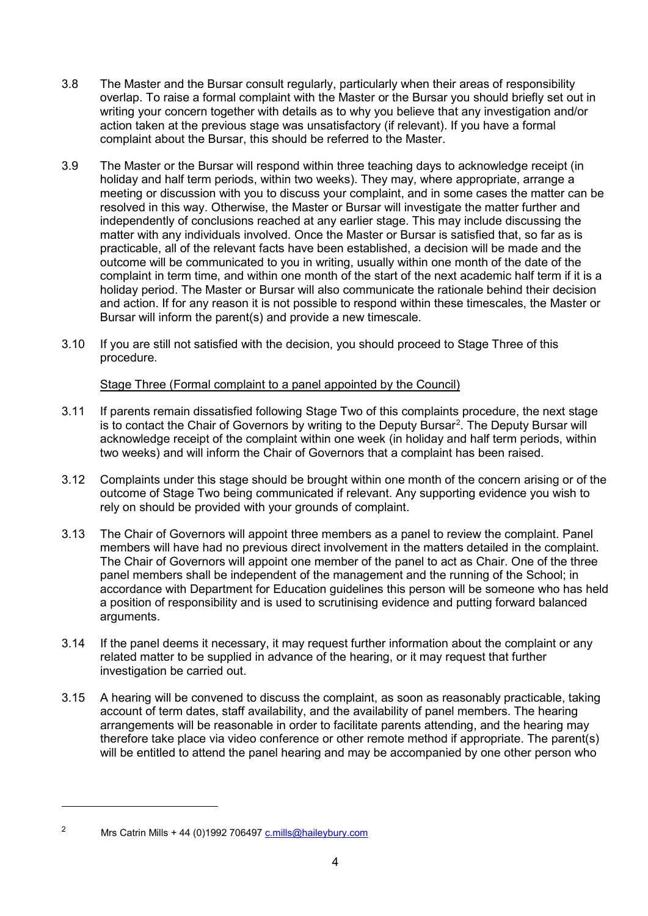3.8 The Master and the Bursar consult regularly, particularly when their areas of responsibility overlap. To raise a formal complaint with the Master or the Bursar you should briefly set out in writing your concern together with details as to why you believe that any investigation and/or action taken at the previous stage was unsatisfactory (if relevant). If you have a formal complaint about the Bursar, this should be referred to the Master.

3.9 The Master or the Bursar will respond within three teaching days to acknowledge receipt (in holiday and half term periods, within two weeks). They may, where appropriate, arrange a meeting or discussion with you to discuss your complaint, and in some cases the matter can be resolved in this way. Otherwise, the Master or Bursar will investigate the matter further and independently of conclusions reached at any earlier stage. This may include discussing the matter with any individuals involved. Once the Master or Bursar is satisfied that, so far as is practicable, all of the relevant facts have been established, a decision will be made and the outcome will be communicated to you in writing, usually within one month of the date of the complaint in term time, and within one month of the start of the next academic half term if it is a holiday period. The Master or Bursar will also communicate the rationale behind their decision and action. If for any reason it is not possible to respond within these timescales, the Master or Bursar will inform the parent(s) and provide a new timescale.

3.10 If you are still not satisfied with the decision, you should proceed to Stage Three of this procedure.

<u>Stage Three (Formal complaint to a panel appointed by the Council)</u>

3.11 If parents remain dissatisfied following Stage Two of this complaints procedure, the next stage is to contact the Chair of Governors by writing to the Deputy Bursar[2]. The Deputy Bursar will acknowledge receipt of the complaint within one week (in holiday and half term periods, within two weeks) and will inform the Chair of Governors that a complaint has been raised.

3.12 Complaints under this stage should be brought within one month of the concern arising or of the outcome of Stage Two being communicated if relevant. Any supporting evidence you wish to rely on should be provided with your grounds of complaint.

3.13 The Chair of Governors will appoint three members as a panel to review the complaint. Panel members will have had no previous direct involvement in the matters detailed in the complaint. The Chair of Governors will appoint one member of the panel to act as Chair. One of the three panel members shall be independent of the management and the running of the School; in accordance with Department for Education guidelines this person will be someone who has held a position of responsibility and is used to scrutinising evidence and putting forward balanced arguments.

3.14 If the panel deems it necessary, it may request further information about the complaint or any related matter to be supplied in advance of the hearing, or it may request that further investigation be carried out.

3.15 A hearing will be convened to discuss the complaint, as soon as reasonably practicable, taking account of term dates, staff availability, and the availability of panel members. The hearing arrangements will be reasonable in order to facilitate parents attending, and the hearing may therefore take place via video conference or other remote method if appropriate. The parent(s) will be entitled to attend the panel hearing and may be accompanied by one other person who

---

[2] Mrs Catrin Mills + 44 (0)1992 706497 c.mills@haileybury.com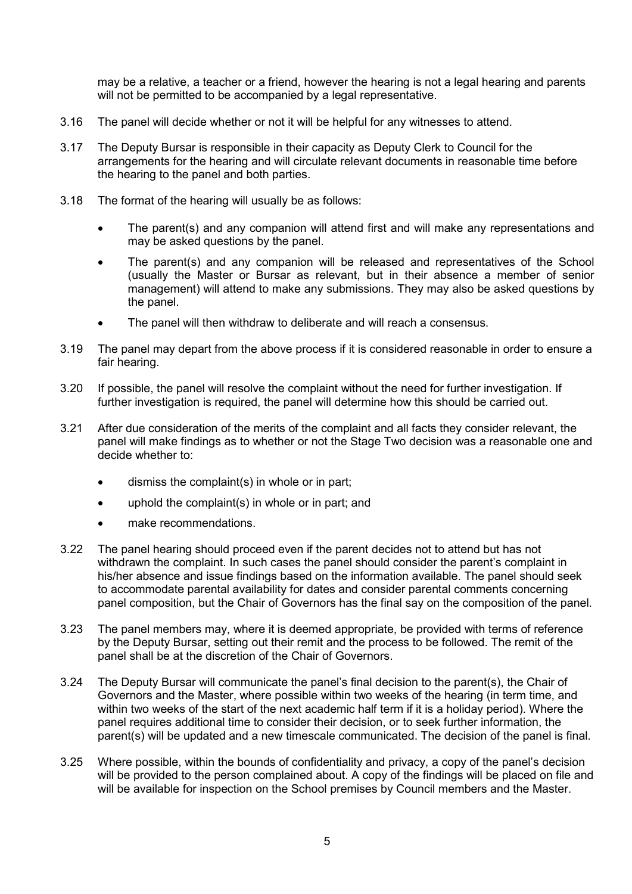may be a relative, a teacher or a friend, however the hearing is not a legal hearing and parents will not be permitted to be accompanied by a legal representative.

3.16 The panel will decide whether or not it will be helpful for any witnesses to attend.

3.17 The Deputy Bursar is responsible in their capacity as Deputy Clerk to Council for the arrangements for the hearing and will circulate relevant documents in reasonable time before the hearing to the panel and both parties.

3.18 The format of the hearing will usually be as follows:

- The parent(s) and any companion will attend first and will make any representations and may be asked questions by the panel.
- The parent(s) and any companion will be released and representatives of the School (usually the Master or Bursar as relevant, but in their absence a member of senior management) will attend to make any submissions. They may also be asked questions by the panel.
- The panel will then withdraw to deliberate and will reach a consensus.

3.19 The panel may depart from the above process if it is considered reasonable in order to ensure a fair hearing.

3.20 If possible, the panel will resolve the complaint without the need for further investigation. If further investigation is required, the panel will determine how this should be carried out.

3.21 After due consideration of the merits of the complaint and all facts they consider relevant, the panel will make findings as to whether or not the Stage Two decision was a reasonable one and decide whether to:

- dismiss the complaint(s) in whole or in part;
- uphold the complaint(s) in whole or in part; and
- make recommendations.

3.22 The panel hearing should proceed even if the parent decides not to attend but has not withdrawn the complaint. In such cases the panel should consider the parent's complaint in his/her absence and issue findings based on the information available. The panel should seek to accommodate parental availability for dates and consider parental comments concerning panel composition, but the Chair of Governors has the final say on the composition of the panel.

3.23 The panel members may, where it is deemed appropriate, be provided with terms of reference by the Deputy Bursar, setting out their remit and the process to be followed. The remit of the panel shall be at the discretion of the Chair of Governors.

3.24 The Deputy Bursar will communicate the panel's final decision to the parent(s), the Chair of Governors and the Master, where possible within two weeks of the hearing (in term time, and within two weeks of the start of the next academic half term if it is a holiday period). Where the panel requires additional time to consider their decision, or to seek further information, the parent(s) will be updated and a new timescale communicated. The decision of the panel is final.

3.25 Where possible, within the bounds of confidentiality and privacy, a copy of the panel's decision will be provided to the person complained about. A copy of the findings will be placed on file and will be available for inspection on the School premises by Council members and the Master.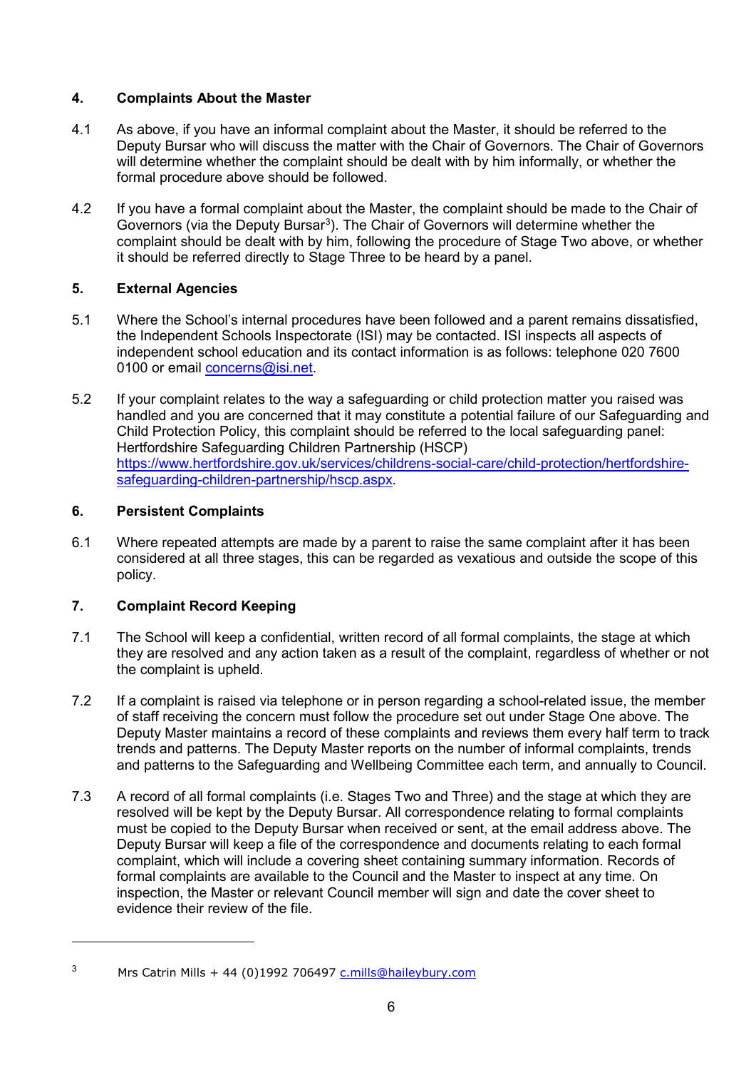## 4. Complaints About the Master

4.1 As above, if you have an informal complaint about the Master, it should be referred to the Deputy Bursar who will discuss the matter with the Chair of Governors. The Chair of Governors will determine whether the complaint should be dealt with by him informally, or whether the formal procedure above should be followed.

4.2 If you have a formal complaint about the Master, the complaint should be made to the Chair of Governors (via the Deputy Bursar[3]). The Chair of Governors will determine whether the complaint should be dealt with by him, following the procedure of Stage Two above, or whether it should be referred directly to Stage Three to be heard by a panel.

## 5. External Agencies

5.1 Where the School's internal procedures have been followed and a parent remains dissatisfied, the Independent Schools Inspectorate (ISI) may be contacted. ISI inspects all aspects of independent school education and its contact information is as follows: telephone 020 7600 0100 or email concerns@isi.net.

5.2 If your complaint relates to the way a safeguarding or child protection matter you raised was handled and you are concerned that it may constitute a potential failure of our Safeguarding and Child Protection Policy, this complaint should be referred to the local safeguarding panel: Hertfordshire Safeguarding Children Partnership (HSCP) https://www.hertfordshire.gov.uk/services/childrens-social-care/child-protection/hertfordshire-safeguarding-children-partnership/hscp.aspx.

## 6. Persistent Complaints

6.1 Where repeated attempts are made by a parent to raise the same complaint after it has been considered at all three stages, this can be regarded as vexatious and outside the scope of this policy.

## 7. Complaint Record Keeping

7.1 The School will keep a confidential, written record of all formal complaints, the stage at which they are resolved and any action taken as a result of the complaint, regardless of whether or not the complaint is upheld.

7.2 If a complaint is raised via telephone or in person regarding a school-related issue, the member of staff receiving the concern must follow the procedure set out under Stage One above. The Deputy Master maintains a record of these complaints and reviews them every half term to track trends and patterns. The Deputy Master reports on the number of informal complaints, trends and patterns to the Safeguarding and Wellbeing Committee each term, and annually to Council.

7.3 A record of all formal complaints (i.e. Stages Two and Three) and the stage at which they are resolved will be kept by the Deputy Bursar. All correspondence relating to formal complaints must be copied to the Deputy Bursar when received or sent, at the email address above. The Deputy Bursar will keep a file of the correspondence and documents relating to each formal complaint, which will include a covering sheet containing summary information. Records of formal complaints are available to the Council and the Master to inspect at any time. On inspection, the Master or relevant Council member will sign and date the cover sheet to evidence their review of the file.

---

[3] Mrs Catrin Mills + 44 (0)1992 706497 c.mills@haileybury.com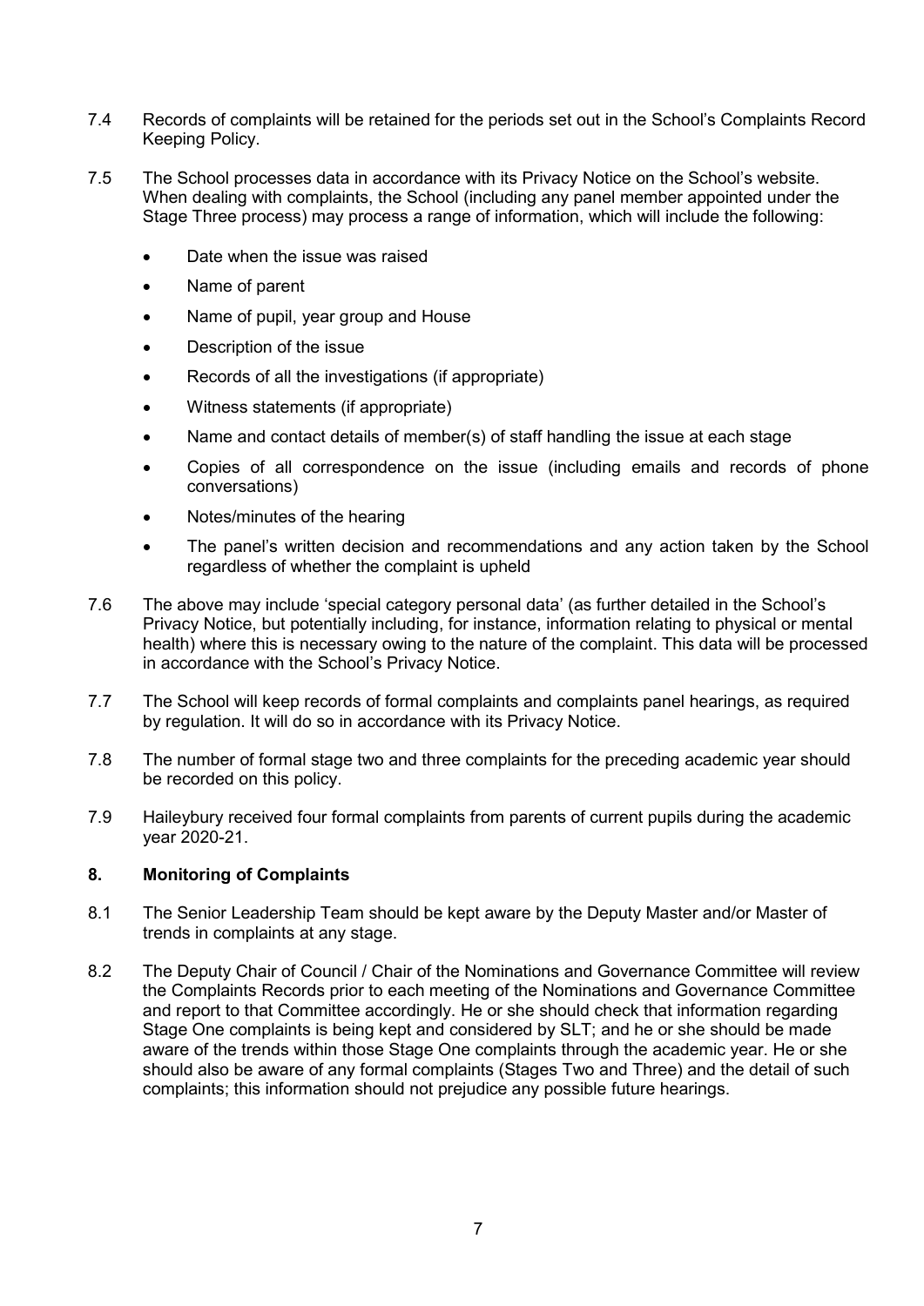7.4 Records of complaints will be retained for the periods set out in the School's Complaints Record Keeping Policy.

7.5 The School processes data in accordance with its Privacy Notice on the School's website. When dealing with complaints, the School (including any panel member appointed under the Stage Three process) may process a range of information, which will include the following:

- Date when the issue was raised
- Name of parent
- Name of pupil, year group and House
- Description of the issue
- Records of all the investigations (if appropriate)
- Witness statements (if appropriate)
- Name and contact details of member(s) of staff handling the issue at each stage
- Copies of all correspondence on the issue (including emails and records of phone conversations)
- Notes/minutes of the hearing
- The panel's written decision and recommendations and any action taken by the School regardless of whether the complaint is upheld

7.6 The above may include 'special category personal data' (as further detailed in the School's Privacy Notice, but potentially including, for instance, information relating to physical or mental health) where this is necessary owing to the nature of the complaint. This data will be processed in accordance with the School's Privacy Notice.

7.7 The School will keep records of formal complaints and complaints panel hearings, as required by regulation. It will do so in accordance with its Privacy Notice.

7.8 The number of formal stage two and three complaints for the preceding academic year should be recorded on this policy.

7.9 Haileybury received four formal complaints from parents of current pupils during the academic year 2020-21.

## 8. Monitoring of Complaints

8.1 The Senior Leadership Team should be kept aware by the Deputy Master and/or Master of trends in complaints at any stage.

8.2 The Deputy Chair of Council / Chair of the Nominations and Governance Committee will review the Complaints Records prior to each meeting of the Nominations and Governance Committee and report to that Committee accordingly. He or she should check that information regarding Stage One complaints is being kept and considered by SLT; and he or she should be made aware of the trends within those Stage One complaints through the academic year. He or she should also be aware of any formal complaints (Stages Two and Three) and the detail of such complaints; this information should not prejudice any possible future hearings.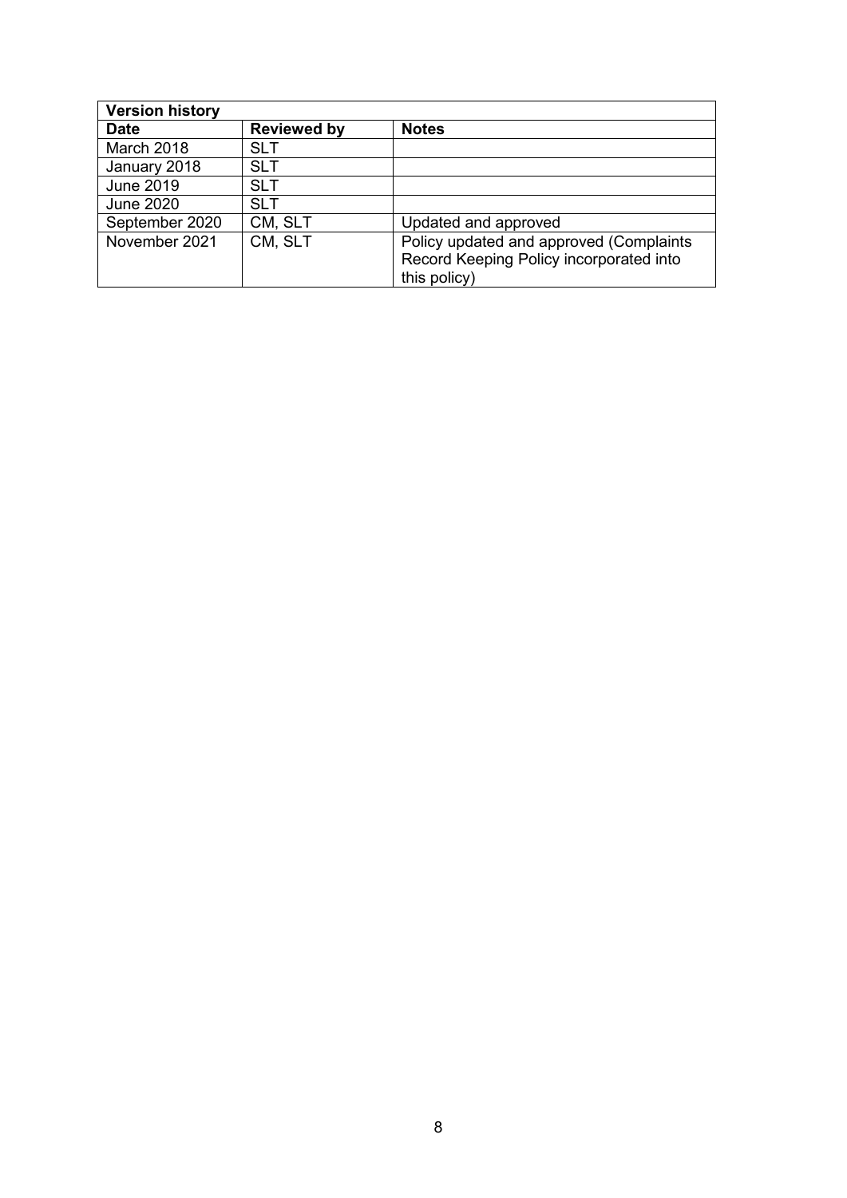| Version history | | |
|---|---|---|
| **Date** | **Reviewed by** | **Notes** |
| March 2018 | SLT | |
| January 2018 | SLT | |
| June 2019 | SLT | |
| June 2020 | SLT | |
| September 2020 | CM, SLT | Updated and approved |
| November 2021 | CM, SLT | Policy updated and approved (Complaints Record Keeping Policy incorporated into this policy) |